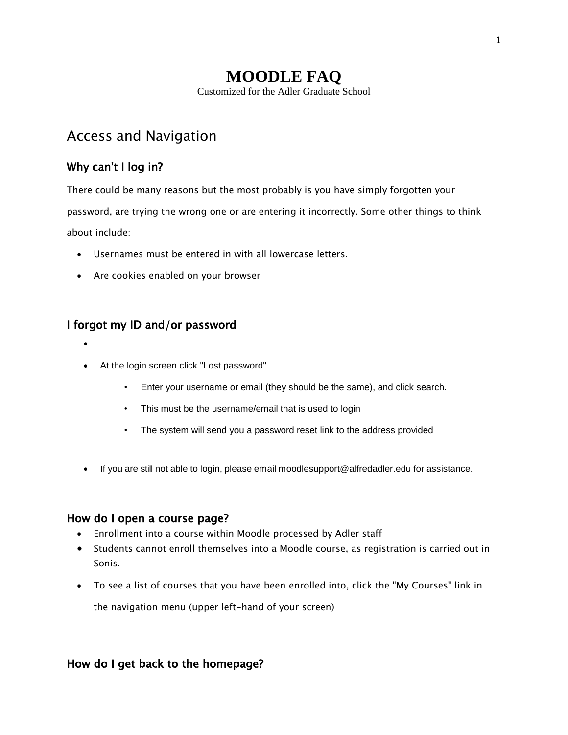# MOODLE FAQ

Customized for the Adler Graduate School

## Access and Navigation

### Why can't I log in?

There could be many reasons but the most probably is you have simply forgotten your password, are trying the wrong one or are entering it incorrectly. Some other things to think about include:

- Usernames must be entered in with all lowercase letters.
- Are cookies enabled on your browser

### I forgot my ID and/or password

- At the login screen click "Lost password"
  - Enter your username or email (they should be the same), and click search.
  - This must be the username/email that is used to login
  - The system will send you a password reset link to the address provided
- If you are still not able to login, please email moodlesupport@alfredadler.edu for assistance.

### How do I open a course page?

- Enrollment into a course within Moodle processed by Adler staff
- Students cannot enroll themselves into a Moodle course, as registration is carried out in Sonis.
- To see a list of courses that you have been enrolled into, click the "My Courses" link in the navigation menu (upper left-hand of your screen)

### How do I get back to the homepage?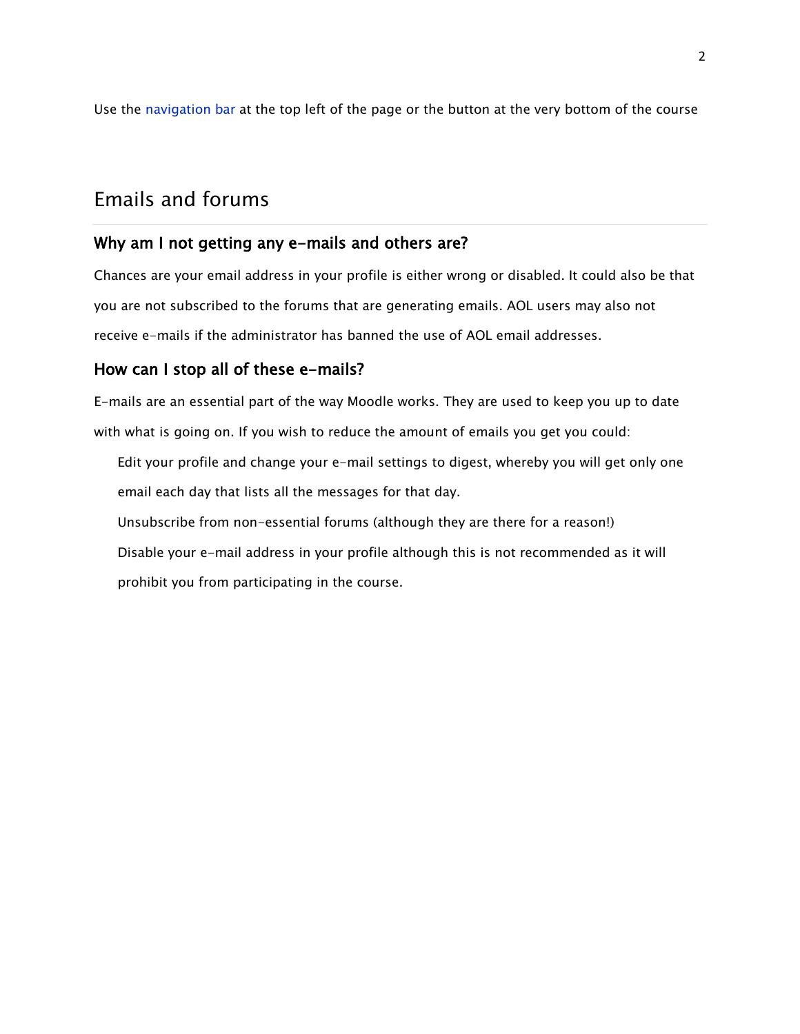Use the navigation bar at the top left of the page or the button at the very bottom of the course

## Emails and forums

### Why am I not getting any e-mails and others are?

Chances are your email address in your profile is either wrong or disabled. It could also be that you are not subscribed to the forums that are generating emails. AOL users may also not receive e-mails if the administrator has banned the use of AOL email addresses.

### How can I stop all of these e-mails?

E-mails are an essential part of the way Moodle works. They are used to keep you up to date with what is going on. If you wish to reduce the amount of emails you get you could:

- Edit your profile and change your e-mail settings to digest, whereby you will get only one email each day that lists all the messages for that day.
- Unsubscribe from non-essential forums (although they are there for a reason!)
- Disable your e-mail address in your profile although this is not recommended as it will prohibit you from participating in the course.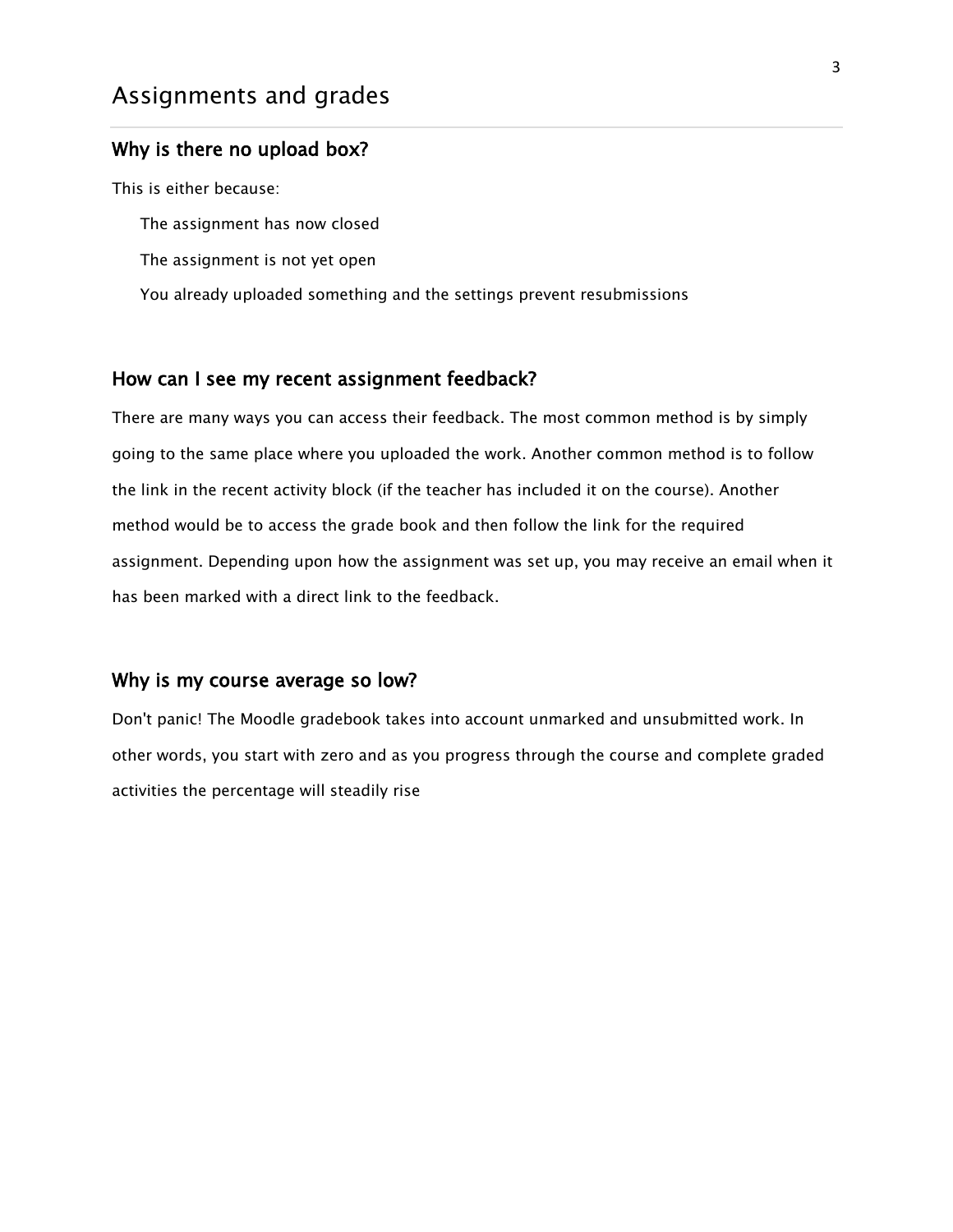# Assignments and grades

## Why is there no upload box?

This is either because:

- The assignment has now closed
- The assignment is not yet open
- You already uploaded something and the settings prevent resubmissions

## How can I see my recent assignment feedback?

There are many ways you can access their feedback. The most common method is by simply going to the same place where you uploaded the work. Another common method is to follow the link in the recent activity block (if the teacher has included it on the course). Another method would be to access the grade book and then follow the link for the required assignment. Depending upon how the assignment was set up, you may receive an email when it has been marked with a direct link to the feedback.

## Why is my course average so low?

Don't panic! The Moodle gradebook takes into account unmarked and unsubmitted work. In other words, you start with zero and as you progress through the course and complete graded activities the percentage will steadily rise